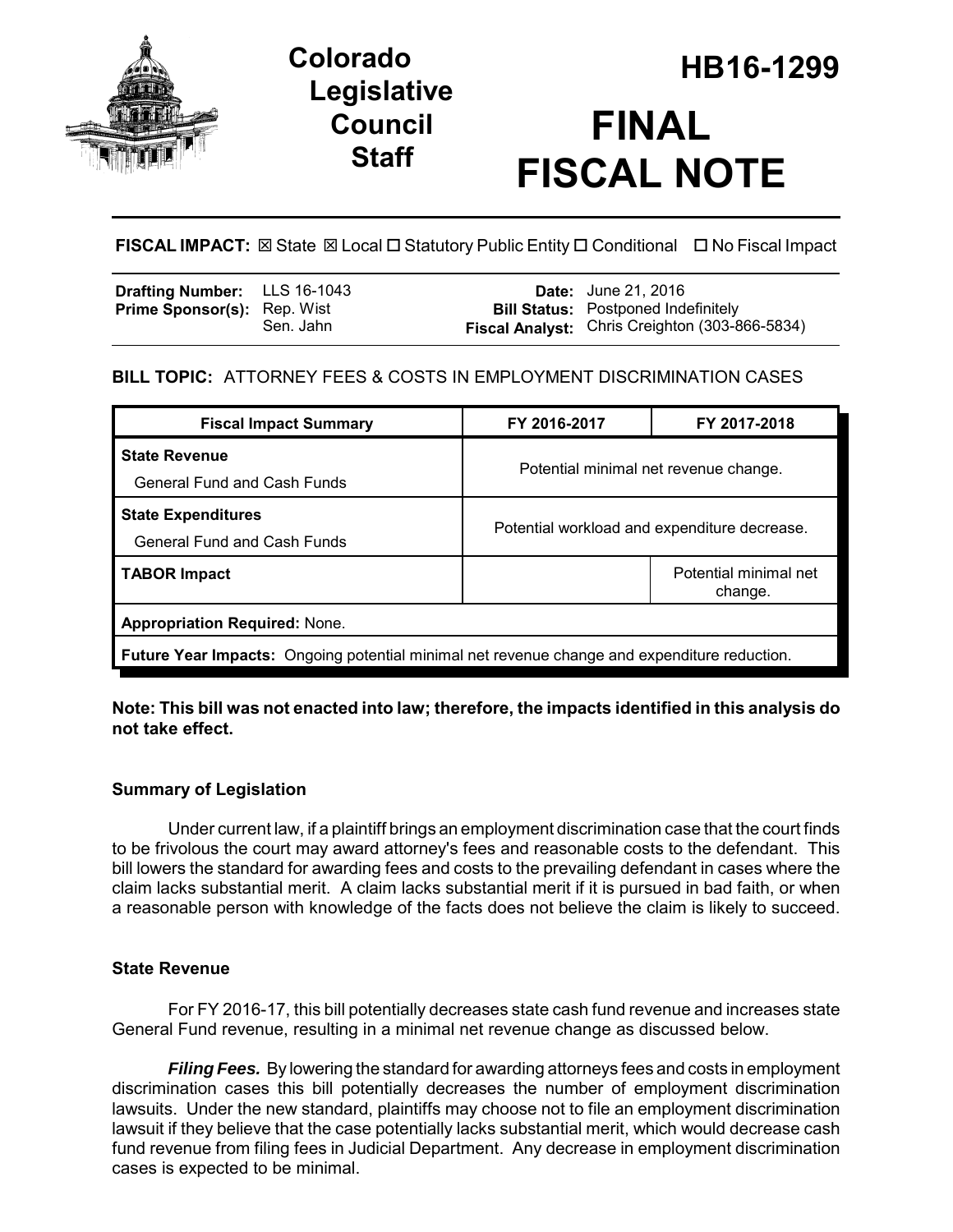# Colorado Legislative Council Staff

# HB16-1299

# FINAL FISCAL NOTE

**FISCAL IMPACT:** ☒ State ☒ Local ☐ Statutory Public Entity ☐ Conditional ☐ No Fiscal Impact

| | | | |
|---|---|---|---|
| **Drafting Number:** | LLS 16-1043 | **Date:** | June 21, 2016 |
| **Prime Sponsor(s):** | Rep. Wist<br>Sen. Jahn | **Bill Status:** | Postponed Indefinitely |
| | | **Fiscal Analyst:** | Chris Creighton (303-866-5834) |

**BILL TOPIC:** ATTORNEY FEES & COSTS IN EMPLOYMENT DISCRIMINATION CASES

| Fiscal Impact Summary | FY 2016-2017 | FY 2017-2018 |
|---|---|---|
| **State Revenue**<br>General Fund and Cash Funds | Potential minimal net revenue change. | |
| **State Expenditures**<br>General Fund and Cash Funds | Potential workload and expenditure decrease. | |
| **TABOR Impact** | | Potential minimal net change. |
| **Appropriation Required:** None. | | |
| **Future Year Impacts:** Ongoing potential minimal net revenue change and expenditure reduction. | | |

**Note: This bill was not enacted into law; therefore, the impacts identified in this analysis do not take effect.**

### Summary of Legislation

Under current law, if a plaintiff brings an employment discrimination case that the court finds to be frivolous the court may award attorney's fees and reasonable costs to the defendant. This bill lowers the standard for awarding fees and costs to the prevailing defendant in cases where the claim lacks substantial merit. A claim lacks substantial merit if it is pursued in bad faith, or when a reasonable person with knowledge of the facts does not believe the claim is likely to succeed.

### State Revenue

For FY 2016-17, this bill potentially decreases state cash fund revenue and increases state General Fund revenue, resulting in a minimal net revenue change as discussed below.

***Filing Fees.*** By lowering the standard for awarding attorneys fees and costs in employment discrimination cases this bill potentially decreases the number of employment discrimination lawsuits. Under the new standard, plaintiffs may choose not to file an employment discrimination lawsuit if they believe that the case potentially lacks substantial merit, which would decrease cash fund revenue from filing fees in Judicial Department. Any decrease in employment discrimination cases is expected to be minimal.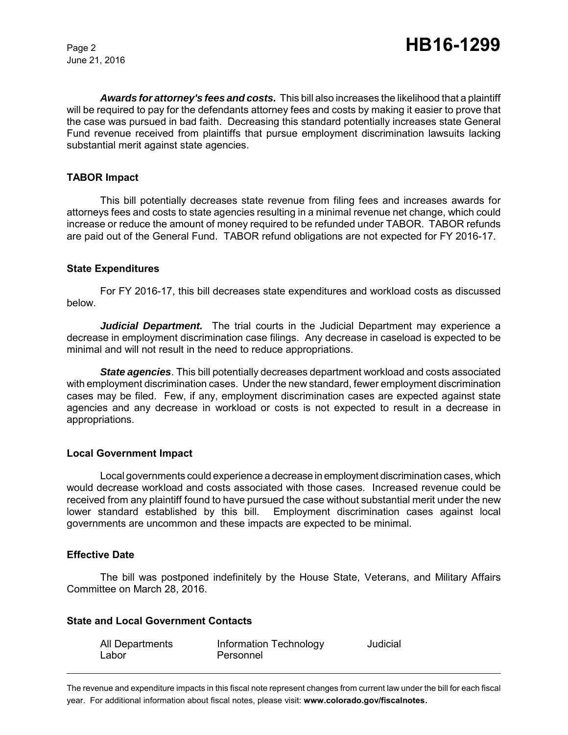***Awards for attorney's fees and costs.*** This bill also increases the likelihood that a plaintiff will be required to pay for the defendants attorney fees and costs by making it easier to prove that the case was pursued in bad faith. Decreasing this standard potentially increases state General Fund revenue received from plaintiffs that pursue employment discrimination lawsuits lacking substantial merit against state agencies.

## TABOR Impact

This bill potentially decreases state revenue from filing fees and increases awards for attorneys fees and costs to state agencies resulting in a minimal revenue net change, which could increase or reduce the amount of money required to be refunded under TABOR. TABOR refunds are paid out of the General Fund. TABOR refund obligations are not expected for FY 2016-17.

## State Expenditures

For FY 2016-17, this bill decreases state expenditures and workload costs as discussed below.

***Judicial Department.*** The trial courts in the Judicial Department may experience a decrease in employment discrimination case filings. Any decrease in caseload is expected to be minimal and will not result in the need to reduce appropriations.

***State agencies***. This bill potentially decreases department workload and costs associated with employment discrimination cases. Under the new standard, fewer employment discrimination cases may be filed. Few, if any, employment discrimination cases are expected against state agencies and any decrease in workload or costs is not expected to result in a decrease in appropriations.

## Local Government Impact

Local governments could experience a decrease in employment discrimination cases, which would decrease workload and costs associated with those cases. Increased revenue could be received from any plaintiff found to have pursued the case without substantial merit under the new lower standard established by this bill. Employment discrimination cases against local governments are uncommon and these impacts are expected to be minimal.

## Effective Date

The bill was postponed indefinitely by the House State, Veterans, and Military Affairs Committee on March 28, 2016.

## State and Local Government Contacts

| | | |
|---|---|---|
| All Departments | Information Technology | Judicial |
| Labor | Personnel | |

The revenue and expenditure impacts in this fiscal note represent changes from current law under the bill for each fiscal year. For additional information about fiscal notes, please visit: **www.colorado.gov/fiscalnotes.**